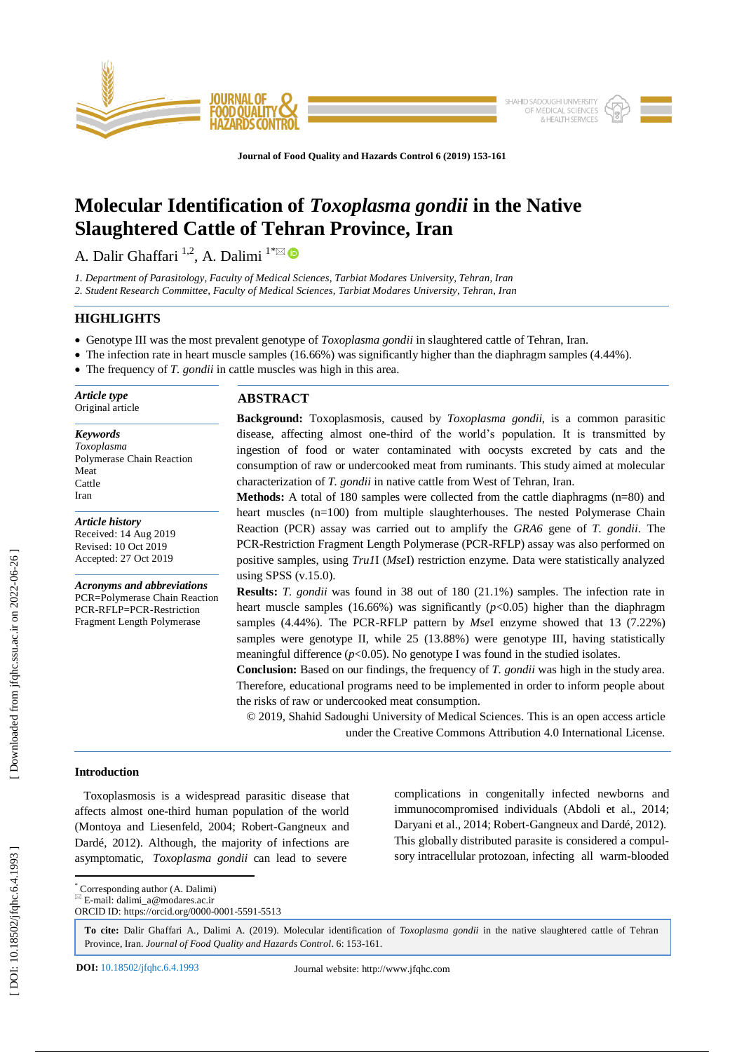# Molecular Identification of *Toxoplasma gondii* in the Native Slaughtered Cattle of Tehran Province, Iran

A. Dalir Ghaffari [1,2], A. Dalimi [1*]

1. *Department of Parasitology, Faculty of Medical Sciences, Tarbiat Modares University, Tehran, Iran*
2. *Student Research Committee, Faculty of Medical Sciences, Tarbiat Modares University, Tehran, Iran*

## HIGHLIGHTS

- Genotype III was the most prevalent genotype of *Toxoplasma gondii* in slaughtered cattle of Tehran, Iran.
- The infection rate in heart muscle samples (16.66%) was significantly higher than the diaphragm samples (4.44%).
- The frequency of *T. gondii* in cattle muscles was high in this area.

***Article type***
Original article

***Keywords***
*Toxoplasma*
Polymerase Chain Reaction
Meat
Cattle
Iran

***Article history***
Received: 14 Aug 2019
Revised: 10 Oct 2019
Accepted: 27 Oct 2019

***Acronyms and abbreviations***
PCR=Polymerase Chain Reaction
PCR-RFLP=PCR-Restriction Fragment Length Polymerase

## ABSTRACT

**Background:** Toxoplasmosis, caused by *Toxoplasma gondii*, is a common parasitic disease, affecting almost one-third of the world's population. It is transmitted by ingestion of food or water contaminated with oocysts excreted by cats and the consumption of raw or undercooked meat from ruminants. This study aimed at molecular characterization of *T. gondii* in native cattle from West of Tehran, Iran.

**Methods:** A total of 180 samples were collected from the cattle diaphragms (n=80) and heart muscles (n=100) from multiple slaughterhouses. The nested Polymerase Chain Reaction (PCR) assay was carried out to amplify the *GRA6* gene of *T. gondii*. The PCR-Restriction Fragment Length Polymerase (PCR-RFLP) assay was also performed on positive samples, using *Tru1*I (*Mse*I) restriction enzyme. Data were statistically analyzed using SPSS (v.15.0).

**Results:** *T. gondii* was found in 38 out of 180 (21.1%) samples. The infection rate in heart muscle samples (16.66%) was significantly ($p<0.05$) higher than the diaphragm samples (4.44%). The PCR-RFLP pattern by *Mse*I enzyme showed that 13 (7.22%) samples were genotype II, while 25 (13.88%) were genotype III, having statistically meaningful difference ($p<0.05$). No genotype I was found in the studied isolates.

**Conclusion:** Based on our findings, the frequency of *T. gondii* was high in the study area. Therefore, educational programs need to be implemented in order to inform people about the risks of raw or undercooked meat consumption.

© 2019, Shahid Sadoughi University of Medical Sciences. This is an open access article under the Creative Commons Attribution 4.0 International License.

## Introduction

Toxoplasmosis is a widespread parasitic disease that affects almost one-third human population of the world (Montoya and Liesenfeld, 2004; Robert-Gangneux and Dardé, 2012). Although, the majority of infections are asymptomatic, *Toxoplasma gondii* can lead to severe complications in congenitally infected newborns and immunocompromised individuals (Abdoli et al., 2014; Daryani et al., 2014; Robert-Gangneux and Dardé, 2012). This globally distributed parasite is considered a compulsory intracellular protozoan, infecting all warm-blooded

\* Corresponding author (A. Dalimi)
E-mail: dalimi_a@modares.ac.ir
ORCID ID: https://orcid.org/0000-0001-5591-5513

**To cite:** Dalir Ghaffari A., Dalimi A. (2019). Molecular identification of *Toxoplasma gondii* in the native slaughtered cattle of Tehran Province, Iran. *Journal of Food Quality and Hazards Control*. 6: 153-161.

**DOI:** 10.18502/jfqhc.6.4.1993

Journal website: http://www.jfqhc.com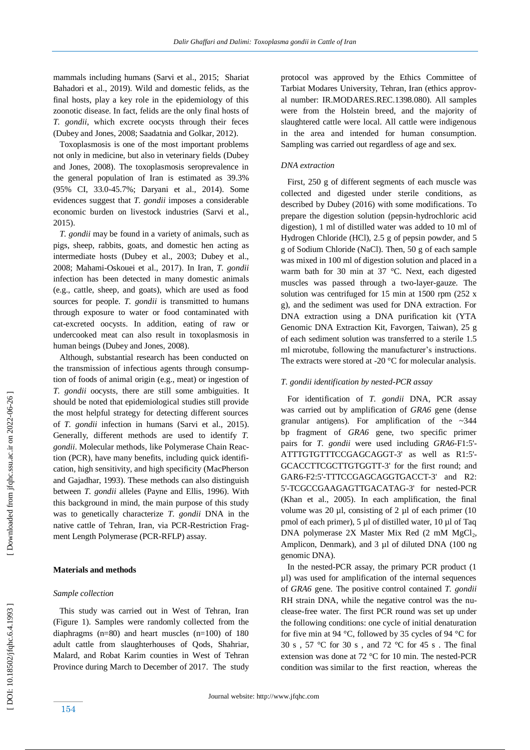mammals including humans (Sarvi et al., 2015; Shariat Bahadori et al., 2019). Wild and domestic felids, as the final hosts, play a key role in the epidemiology of this zoonotic disease. In fact, felids are the only final hosts of *T. gondii*, which excrete oocysts through their feces (Dubey and Jones, 2008; Saadatnia and Golkar, 2012).

Toxoplasmosis is one of the most important problems not only in medicine, but also in veterinary fields (Dubey and Jones, 2008). The toxoplasmosis seroprevalence in the general population of Iran is estimated as 39.3% (95% CI, 33.0-45.7%; Daryani et al., 2014). Some evidences suggest that *T. gondii* imposes a considerable economic burden on livestock industries (Sarvi et al., 2015).

*T. gondii* may be found in a variety of animals, such as pigs, sheep, rabbits, goats, and domestic hen acting as intermediate hosts (Dubey et al., 2003; Dubey et al., 2008; Mahami-Oskouei et al., 2017). In Iran, *T. gondii* infection has been detected in many domestic animals (e.g., cattle, sheep, and goats), which are used as food sources for people. *T. gondii* is transmitted to humans through exposure to water or food contaminated with cat-excreted oocysts. In addition, eating of raw or undercooked meat can also result in toxoplasmosis in human beings (Dubey and Jones, 2008).

Although, substantial research has been conducted on the transmission of infectious agents through consumption of foods of animal origin (e.g., meat) or ingestion of *T. gondii* oocysts, there are still some ambiguities. It should be noted that epidemiological studies still provide the most helpful strategy for detecting different sources of *T. gondii* infection in humans (Sarvi et al., 2015). Generally, different methods are used to identify *T. gondii*. Molecular methods, like Polymerase Chain Reaction (PCR), have many benefits, including quick identification, high sensitivity, and high specificity (MacPherson and Gajadhar, 1993). These methods can also distinguish between *T. gondii* alleles (Payne and Ellis, 1996). With this background in mind, the main purpose of this study was to genetically characterize *T. gondii* DNA in the native cattle of Tehran, Iran, via PCR-Restriction Fragment Length Polymerase (PCR-RFLP) assay.

## Materials and methods

### *Sample collection*

This study was carried out in West of Tehran, Iran (Figure 1). Samples were randomly collected from the diaphragms (n=80) and heart muscles (n=100) of 180 adult cattle from slaughterhouses of Qods, Shahriar, Malard, and Robat Karim counties in West of Tehran Province during March to December of 2017. The study protocol was approved by the Ethics Committee of Tarbiat Modares University, Tehran, Iran (ethics approval number: IR.MODARES.REC.1398.080). All samples were from the Holstein breed, and the majority of slaughtered cattle were local. All cattle were indigenous in the area and intended for human consumption. Sampling was carried out regardless of age and sex.

### *DNA extraction*

First, 250 g of different segments of each muscle was collected and digested under sterile conditions, as described by Dubey (2016) with some modifications. To prepare the digestion solution (pepsin-hydrochloric acid digestion), 1 ml of distilled water was added to 10 ml of Hydrogen Chloride (HCl), 2.5 g of pepsin powder, and 5 g of Sodium Chloride (NaCl). Then, 50 g of each sample was mixed in 100 ml of digestion solution and placed in a warm bath for 30 min at 37 °C. Next, each digested muscles was passed through a two-layer-gauze. The solution was centrifuged for 15 min at 1500 rpm (252 x g), and the sediment was used for DNA extraction. For DNA extraction using a DNA purification kit (YTA Genomic DNA Extraction Kit, Favorgen, Taiwan), 25 g of each sediment solution was transferred to a sterile 1.5 ml microtube, following the manufacturer's instructions. The extracts were stored at -20 °C for molecular analysis.

### *T. gondii identification by nested-PCR assay*

For identification of *T. gondii* DNA, PCR assay was carried out by amplification of *GRA6* gene (dense granular antigens). For amplification of the ~344 bp fragment of *GRA6* gene, two specific primer pairs for *T. gondii* were used including *GRA6*-F1:5'-ATTTGTGTTTCCGAGCAGGT-3' as well as R1:5'-GCACCTTCGCTTGTGGTT-3' for the first round; and GAR6-F2:5'-TTTCCGAGCAGGTGACCT-3' and R2: 5'-TCGCCGAAGAGTTGACATAG-3' for nested-PCR (Khan et al., 2005). In each amplification, the final volume was 20 µl, consisting of 2 µl of each primer (10 pmol of each primer), 5 µl of distilled water, 10 µl of Taq DNA polymerase 2X Master Mix Red (2 mM $MgCl_2$, Amplicon, Denmark), and 3 µl of diluted DNA (100 ng genomic DNA).

In the nested-PCR assay, the primary PCR product (1 µl) was used for amplification of the internal sequences of *GRA6* gene. The positive control contained *T. gondii* RH strain DNA, while the negative control was the nuclease-free water. The first PCR round was set up under the following conditions: one cycle of initial denaturation for five min at 94 °C, followed by 35 cycles of 94 °C for 30 s , 57 °C for 30 s , and 72 °C for 45 s . The final extension was done at 72 °C for 10 min. The nested-PCR condition was similar to the first reaction, whereas the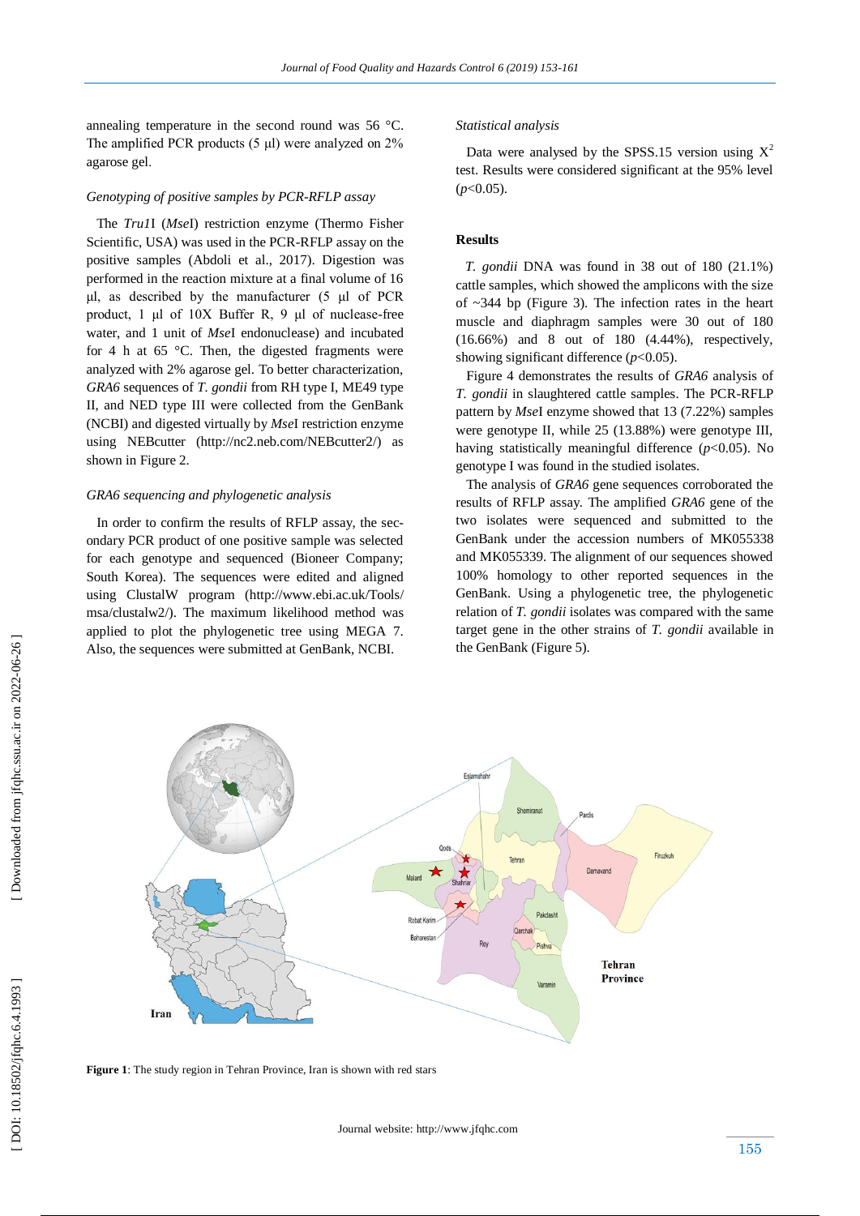annealing temperature in the second round was 56 °C. The amplified PCR products (5 µl) were analyzed on 2% agarose gel.

### *Genotyping of positive samples by PCR-RFLP assay*

The *Tru1*I (*Mse*I) restriction enzyme (Thermo Fisher Scientific, USA) was used in the PCR-RFLP assay on the positive samples (Abdoli et al., 2017). Digestion was performed in the reaction mixture at a final volume of 16 µl, as described by the manufacturer (5 µl of PCR product, 1 µl of 10X Buffer R, 9 µl of nuclease-free water, and 1 unit of *Mse*I endonuclease) and incubated for 4 h at 65 °C. Then, the digested fragments were analyzed with 2% agarose gel. To better characterization, *GRA6* sequences of *T. gondii* from RH type I, ME49 type II, and NED type III were collected from the GenBank (NCBI) and digested virtually by *Mse*I restriction enzyme using NEBcutter (http://nc2.neb.com/NEBcutter2/) as shown in Figure 2.

### *GRA6 sequencing and phylogenetic analysis*

In order to confirm the results of RFLP assay, the secondary PCR product of one positive sample was selected for each genotype and sequenced (Bioneer Company; South Korea). The sequences were edited and aligned using ClustalW program (http://www.ebi.ac.uk/Tools/msa/clustalw2/). The maximum likelihood method was applied to plot the phylogenetic tree using MEGA 7. Also, the sequences were submitted at GenBank, NCBI.

### *Statistical analysis*

Data were analysed by the SPSS.15 version using $X^2$ test. Results were considered significant at the 95% level ($p<0.05$).

## Results

*T. gondii* DNA was found in 38 out of 180 (21.1%) cattle samples, which showed the amplicons with the size of ~344 bp (Figure 3). The infection rates in the heart muscle and diaphragm samples were 30 out of 180 (16.66%) and 8 out of 180 (4.44%), respectively, showing significant difference ($p<0.05$).

Figure 4 demonstrates the results of *GRA6* analysis of *T. gondii* in slaughtered cattle samples. The PCR-RFLP pattern by *Mse*I enzyme showed that 13 (7.22%) samples were genotype II, while 25 (13.88%) were genotype III, having statistically meaningful difference ($p<0.05$). No genotype I was found in the studied isolates.

The analysis of *GRA6* gene sequences corroborated the results of RFLP assay. The amplified *GRA6* gene of the two isolates were sequenced and submitted to the GenBank under the accession numbers of MK055338 and MK055339. The alignment of our sequences showed 100% homology to other reported sequences in the GenBank. Using a phylogenetic tree, the phylogenetic relation of *T. gondii* isolates was compared with the same target gene in the other strains of *T. gondii* available in the GenBank (Figure 5).

**Figure 1**: The study region in Tehran Province, Iran is shown with red stars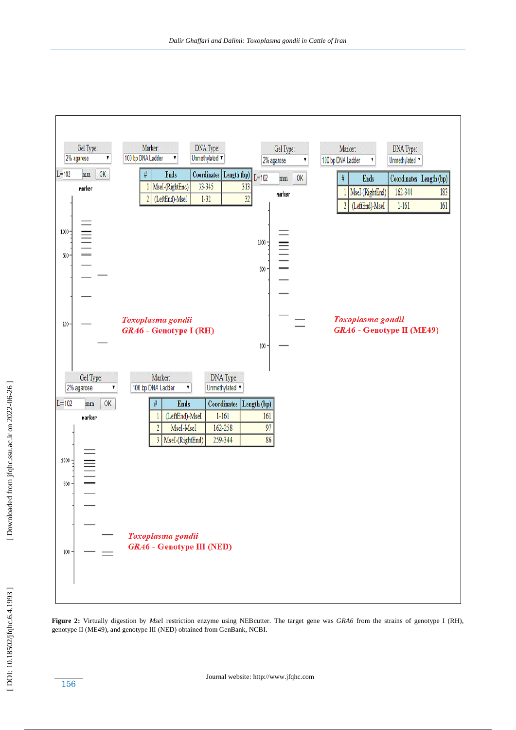| Gel Type: | Marker: | DNA Type: |
|---|---|---|
| 2% agarose | 100 bp DNA Ladder | Unmethylated |

L=102 mm OK

| # | Ends | Coordinates | Length (bp) |
|---|---|---|---|
| 1 | MseI-(RightEnd) | 33-345 | 313 |
| 2 | (LeftEnd)-MseI | 1-32 | 32 |

*Toxoplasma gondii*
***GRA6*** **- Genotype I (RH)**

| Gel Type: | Marker: | DNA Type: |
|---|---|---|
| 2% agarose | 100 bp DNA Ladder | Unmethylated |

L=102 mm OK

| # | Ends | Coordinates | Length (bp) |
|---|---|---|---|
| 1 | MseI-(RightEnd) | 162-344 | 183 |
| 2 | (LeftEnd)-MseI | 1-161 | 161 |

*Toxoplasma gondii*
***GRA6*** **- Genotype II (ME49)**

| Gel Type: | Marker: | DNA Type: |
|---|---|---|
| 2% agarose | 100 bp DNA Ladder | Unmethylated |

L=102 mm OK

| # | Ends | Coordinates | Length (bp) |
|---|---|---|---|
| 1 | (LeftEnd)-MseI | 1-161 | 161 |
| 2 | MseI-MseI | 162-258 | 97 |
| 3 | MseI-(RightEnd) | 259-344 | 86 |

*Toxoplasma gondii*
***GRA6*** **- Genotype III (NED)**

**Figure 2:** Virtually digestion by *Mse*I restriction enzyme using NEBcutter. The target gene was *GRA6* from the strains of genotype I (RH), genotype II (ME49), and genotype III (NED) obtained from GenBank, NCBI.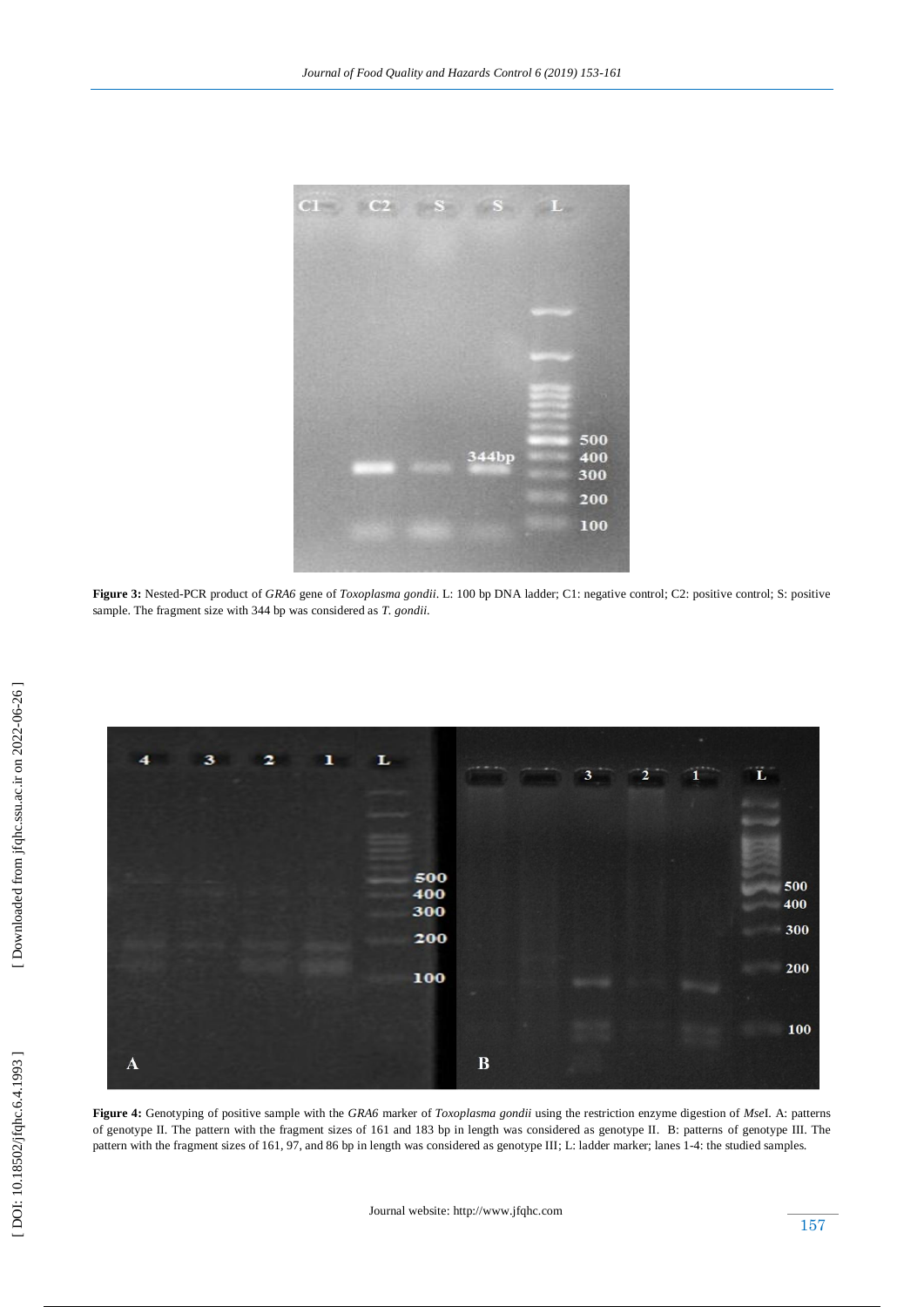**Figure 3:** Nested-PCR product of *GRA6* gene of *Toxoplasma gondii*. L: 100 bp DNA ladder; C1: negative control; C2: positive control; S: positive sample. The fragment size with 344 bp was considered as *T. gondii*.

**Figure 4:** Genotyping of positive sample with the *GRA6* marker of *Toxoplasma gondii* using the restriction enzyme digestion of *Mse*I. A: patterns of genotype II. The pattern with the fragment sizes of 161 and 183 bp in length was considered as genotype II. B: patterns of genotype III. The pattern with the fragment sizes of 161, 97, and 86 bp in length was considered as genotype III; L: ladder marker; lanes 1-4: the studied samples.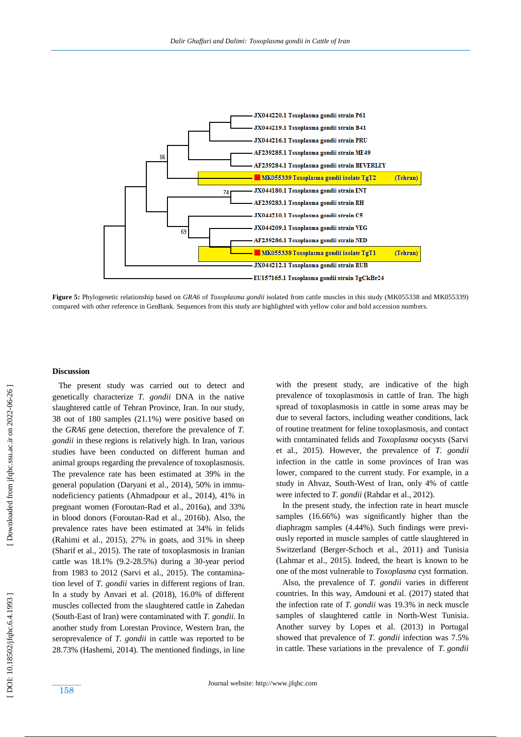**Figure 5:** Phylogenetic relationship based on *GRA6* of *Toxoplasma gondii* isolated from cattle muscles in this study (MK055338 and MK055339) compared with other reference in GenBank. Sequences from this study are highlighted with yellow color and bold accession numbers.

## Discussion

The present study was carried out to detect and genetically characterize *T. gondii* DNA in the native slaughtered cattle of Tehran Province, Iran. In our study, 38 out of 180 samples (21.1%) were positive based on the *GRA6* gene detection, therefore the prevalence of *T. gondii* in these regions is relatively high. In Iran, various studies have been conducted on different human and animal groups regarding the prevalence of toxoplasmosis. The prevalence rate has been estimated at 39% in the general population (Daryani et al., 2014), 50% in immunodeficiency patients (Ahmadpour et al., 2014), 41% in pregnant women (Foroutan-Rad et al., 2016a), and 33% in blood donors (Foroutan-Rad et al., 2016b). Also, the prevalence rates have been estimated at 34% in felids (Rahimi et al., 2015), 27% in goats, and 31% in sheep (Sharif et al., 2015). The rate of toxoplasmosis in Iranian cattle was 18.1% (9.2-28.5%) during a 30-year period from 1983 to 2012 (Sarvi et al., 2015). The contamination level of *T. gondii* varies in different regions of Iran. In a study by Anvari et al. (2018), 16.0% of different muscles collected from the slaughtered cattle in Zahedan (South-East of Iran) were contaminated with *T. gondii*. In another study from Lorestan Province, Western Iran, the seroprevalence of *T. gondii* in cattle was reported to be 28.73% (Hashemi, 2014). The mentioned findings, in line with the present study, are indicative of the high prevalence of toxoplasmosis in cattle of Iran. The high spread of toxoplasmosis in cattle in some areas may be due to several factors, including weather conditions, lack of routine treatment for feline toxoplasmosis, and contact with contaminated felids and *Toxoplasma* oocysts (Sarvi et al., 2015). However, the prevalence of *T. gondii* infection in the cattle in some provinces of Iran was lower, compared to the current study. For example, in a study in Ahvaz, South-West of Iran, only 4% of cattle were infected to *T. gondii* (Rahdar et al., 2012).

In the present study, the infection rate in heart muscle samples (16.66%) was significantly higher than the diaphragm samples (4.44%). Such findings were previously reported in muscle samples of cattle slaughtered in Switzerland (Berger-Schoch et al., 2011) and Tunisia (Lahmar et al., 2015). Indeed, the heart is known to be one of the most vulnerable to *Toxoplasma* cyst formation.

Also, the prevalence of *T. gondii* varies in different countries. In this way, Amdouni et al. (2017) stated that the infection rate of *T. gondii* was 19.3% in neck muscle samples of slaughtered cattle in North-West Tunisia. Another survey by Lopes et al. (2013) in Portugal showed that prevalence of *T. gondii* infection was 7.5% in cattle. These variations in the prevalence of *T. gondii*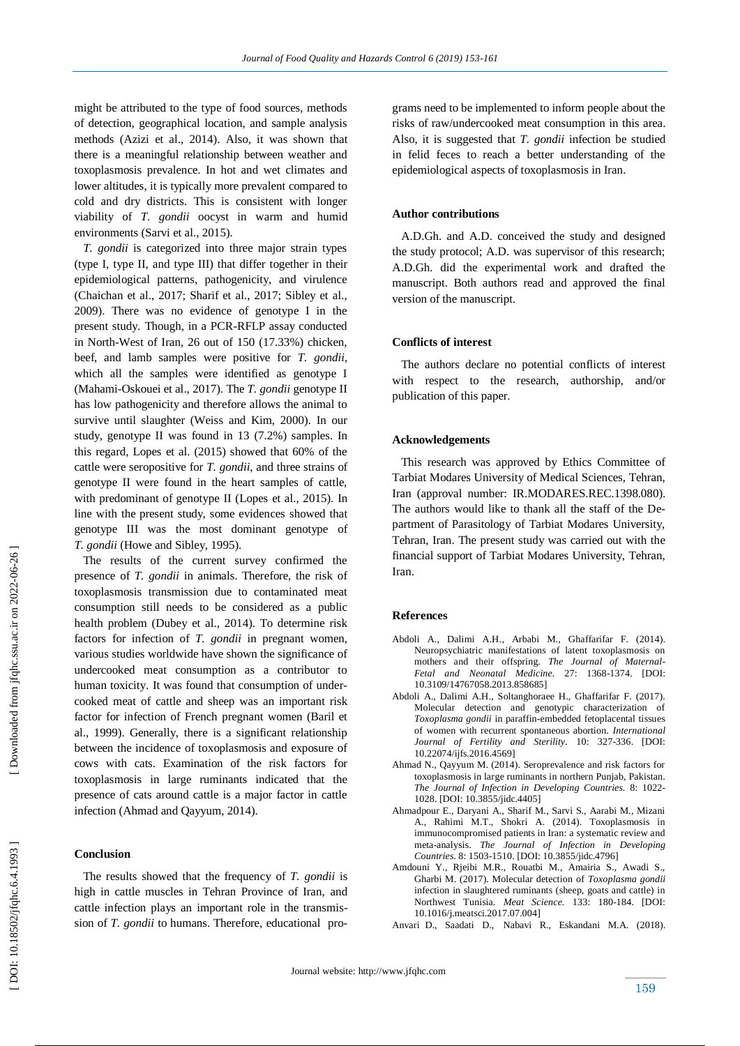might be attributed to the type of food sources, methods of detection, geographical location, and sample analysis methods (Azizi et al., 2014). Also, it was shown that there is a meaningful relationship between weather and toxoplasmosis prevalence. In hot and wet climates and lower altitudes, it is typically more prevalent compared to cold and dry districts. This is consistent with longer viability of *T. gondii* oocyst in warm and humid environments (Sarvi et al., 2015).

*T. gondii* is categorized into three major strain types (type I, type II, and type III) that differ together in their epidemiological patterns, pathogenicity, and virulence (Chaichan et al., 2017; Sharif et al., 2017; Sibley et al., 2009). There was no evidence of genotype I in the present study. Though, in a PCR-RFLP assay conducted in North-West of Iran, 26 out of 150 (17.33%) chicken, beef, and lamb samples were positive for *T. gondii*, which all the samples were identified as genotype I (Mahami-Oskouei et al., 2017). The *T. gondii* genotype II has low pathogenicity and therefore allows the animal to survive until slaughter (Weiss and Kim, 2000). In our study, genotype II was found in 13 (7.2%) samples. In this regard, Lopes et al. (2015) showed that 60% of the cattle were seropositive for *T. gondii*, and three strains of genotype II were found in the heart samples of cattle, with predominant of genotype II (Lopes et al., 2015). In line with the present study, some evidences showed that genotype III was the most dominant genotype of *T. gondii* (Howe and Sibley, 1995).

The results of the current survey confirmed the presence of *T. gondii* in animals. Therefore, the risk of toxoplasmosis transmission due to contaminated meat consumption still needs to be considered as a public health problem (Dubey et al., 2014). To determine risk factors for infection of *T. gondii* in pregnant women, various studies worldwide have shown the significance of undercooked meat consumption as a contributor to human toxicity. It was found that consumption of undercooked meat of cattle and sheep was an important risk factor for infection of French pregnant women (Baril et al., 1999). Generally, there is a significant relationship between the incidence of toxoplasmosis and exposure of cows with cats. Examination of the risk factors for toxoplasmosis in large ruminants indicated that the presence of cats around cattle is a major factor in cattle infection (Ahmad and Qayyum, 2014).

## Conclusion

The results showed that the frequency of *T. gondii* is high in cattle muscles in Tehran Province of Iran, and cattle infection plays an important role in the transmission of *T. gondii* to humans. Therefore, educational programs need to be implemented to inform people about the risks of raw/undercooked meat consumption in this area. Also, it is suggested that *T. gondii* infection be studied in felid feces to reach a better understanding of the epidemiological aspects of toxoplasmosis in Iran.

## Author contributions

A.D.Gh. and A.D. conceived the study and designed the study protocol; A.D. was supervisor of this research; A.D.Gh. did the experimental work and drafted the manuscript. Both authors read and approved the final version of the manuscript.

## Conflicts of interest

The authors declare no potential conflicts of interest with respect to the research, authorship, and/or publication of this paper.

## Acknowledgements

This research was approved by Ethics Committee of Tarbiat Modares University of Medical Sciences, Tehran, Iran (approval number: IR.MODARES.REC.1398.080). The authors would like to thank all the staff of the Department of Parasitology of Tarbiat Modares University, Tehran, Iran. The present study was carried out with the financial support of Tarbiat Modares University, Tehran, Iran.

## References

Abdoli A., Dalimi A.H., Arbabi M., Ghaffarifar F. (2014). Neuropsychiatric manifestations of latent toxoplasmosis on mothers and their offspring. *The Journal of Maternal-Fetal and Neonatal Medicine*. 27: 1368-1374. [DOI: 10.3109/14767058.2013.858685]

Abdoli A., Dalimi A.H., Soltanghoraee H., Ghaffarifar F. (2017). Molecular detection and genotypic characterization of *Toxoplasma gondii* in paraffin-embedded fetoplacental tissues of women with recurrent spontaneous abortion. *International Journal of Fertility and Sterility*. 10: 327-336. [DOI: 10.22074/ijfs.2016.4569]

Ahmad N., Qayyum M. (2014). Seroprevalence and risk factors for toxoplasmosis in large ruminants in northern Punjab, Pakistan. *The Journal of Infection in Developing Countries.* 8: 1022-1028. [DOI: 10.3855/jidc.4405]

Ahmadpour E., Daryani A., Sharif M., Sarvi S., Aarabi M., Mizani A., Rahimi M.T., Shokri A. (2014). Toxoplasmosis in immunocompromised patients in Iran: a systematic review and meta-analysis. *The Journal of Infection in Developing Countries*. 8: 1503-1510. [DOI: 10.3855/jidc.4796]

Amdouni Y., Rjeibi M.R., Rouatbi M., Amairia S., Awadi S., Gharbi M. (2017). Molecular detection of *Toxoplasma gondii* infection in slaughtered ruminants (sheep, goats and cattle) in Northwest Tunisia. *Meat Science.* 133: 180-184. [DOI: 10.1016/j.meatsci.2017.07.004]

Anvari D., Saadati D., Nabavi R., Eskandani M.A. (2018).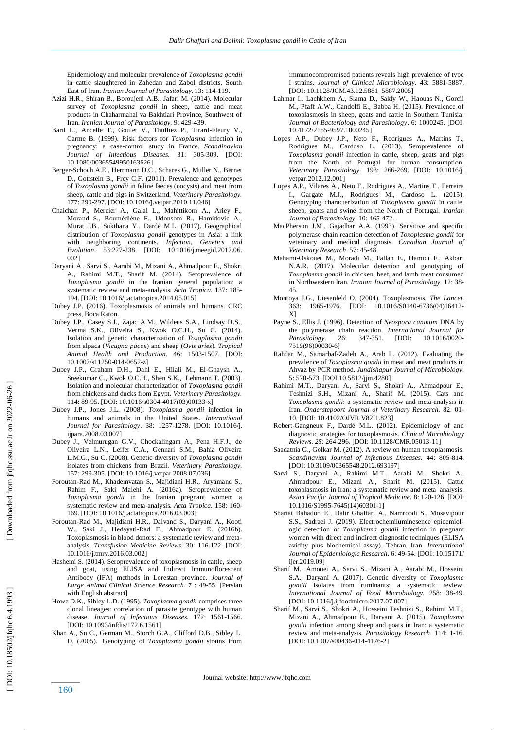Epidemiology and molecular prevalence of *Toxoplasma gondii* in cattle slaughtered in Zahedan and Zabol districts, South East of Iran. *Iranian Journal of Parasitology*. 13: 114-119.

Azizi H.R., Shiran B., Boroujeni A.B., Jafari M. (2014). Molecular survey of *Toxoplasma gondii* in sheep, cattle and meat products in Chaharmahal va Bakhtiari Province, Southwest of Iran. *Iranian Journal of Parasitology.* 9: 429-439.

Baril L., Ancelle T., Goulet V., Thulliez P., Tirard-Fleury V., Carme B. (1999). Risk factors for *Toxoplasma* infection in pregnancy: a case-control study in France. *Scandinavian Journal of Infectious Diseases.* 31: 305-309. [DOI: 10.1080/00365549950163626]

Berger-Schoch A.E., Herrmann D.C., Schares G., Muller N., Bernet D., Gottstein B., Frey C.F. (2011). Prevalence and genotypes of *Toxoplasma gondii* in feline faeces (oocysts) and meat from sheep, cattle and pigs in Switzerland. *Veterinary Parasitology.* 177: 290-297. [DOI: 10.1016/j.vetpar.2010.11.046]

Chaichan P., Mercier A., Galal L., Mahittikorn A., Ariey F., Morand S., Boumédiène F., Udonsom R., Hamidovic A., Murat J.B., Sukthana Y., Dardé M.L. (2017). Geographical distribution of *Toxoplasma gondii* genotypes in Asia: a link with neighboring continents. *Infection, Genetics and Evolution*. 53:227-238. [DOI: 10.1016/j.meegid.2017.06.002]

Daryani A., Sarvi S., Aarabi M., Mizani A., Ahmadpour E., Shokri A., Rahimi M.T., Sharif M. (2014). Seroprevalence of *Toxoplasma gondii* in the Iranian general population: a systematic review and meta-analysis. *Acta Tropica.* 137: 185-194. [DOI: 10.1016/j.actatropica.2014.05.015]

Dubey J.P. (2016). Toxoplasmosis of animals and humans. CRC press, Boca Raton.

Dubey J.P., Casey S.J., Zajac A.M., Wildeus S.A., Lindsay D.S., Verma S.K., Oliveira S., Kwok O.C.H., Su C. (2014). Isolation and genetic characterization of *Toxoplasma gondii* from alpaca (*Vicugna pacos*) and sheep (*Ovis aries*). *Tropical Animal Health and Production*. 46: 1503-1507. [DOI: 10.1007/s11250-014-0652-z]

Dubey J.P., Graham D.H., Dahl E., Hilali M., El-Ghaysh A., Sreekumar C., Kwok O.C.H., Shen S.K., Lehmann T. (2003). Isolation and molecular characterization of *Toxoplasma gondii* from chickens and ducks from Egypt. *Veterinary Parasitology.* 114: 89-95. [DOI: 10.1016/s0304-4017(03)00133-x]

Dubey J.P., Jones J.L. (2008). *Toxoplasma gondii* infection in humans and animals in the United States. *International Journal for Parasitology*. 38: 1257-1278. [DOI: 10.1016/j.ijpara.2008.03.007]

Dubey J., Velmurugan G.V., Chockalingam A., Pena H.F.J., de Oliveira L.N., Leifer C.A., Gennari S.M., Bahia Oliveira L.M.G., Su C. (2008). Genetic diversity of *Toxoplasma gondii* isolates from chickens from Brazil. *Veterinary Parasitology.* 157: 299-305. [DOI: 10.1016/j.vetpar.2008.07.036]

Foroutan-Rad M., Khademvatan S., Majidiani H.R., Aryamand S., Rahim F., Saki Malehi A. (2016a). Seroprevalence of *Toxoplasma gondii* in the Iranian pregnant women: a systematic review and meta-analysis. *Acta Tropica.* 158: 160-169. [DOI: 10.1016/j.actatropica.2016.03.003]

Foroutan-Rad M., Majidiani H.R., Dalvand S., Daryani A., Kooti W., Saki J., Hedayati-Rad F., Ahmadpour E. (2016b). Toxoplasmosis in blood donors: a systematic review and meta-analysis. *Transfusion Medicine Reviews.* 30: 116-122. [DOI: 10.1016/j.tmrv.2016.03.002]

Hashemi S. (2014). Seroprevalence of toxoplasmosis in cattle, sheep and goat, using ELISA and Indirect Immunoflorescent Antibody (IFA) methods in Lorestan province. *Journal of Large Animal Clinical Science Research*. 7 : 49-55. [Persian with English abstract]

Howe D.K., Sibley L.D. (1995). *Toxoplasma gondii* comprises three clonal lineages: correlation of parasite genotype with human disease. *Journal of Infectious Diseases.* 172: 1561-1566. [DOI: 10.1093/infdis/172.6.1561]

Khan A., Su C., German M., Storch G.A., Clifford D.B., Sibley L. D. (2005). Genotyping of *Toxoplasma gondii* strains from immunocompromised patients reveals high prevalence of type I strains. *Journal of Clinical Microbiology.* 43: 5881-5887. [DOI: 10.1128/JCM.43.12.5881–5887.2005]

Lahmar I., Lachkhem A., Slama D., Sakly W., Haouas N., Gorcii M., Pfaff A.W., Candolfi E., Babba H. (2015). Prevalence of toxoplasmosis in sheep, goats and cattle in Southern Tunisia. *Journal of Bacteriology and Parasitology*. 6: 1000245. [DOI: 10.4172/2155-9597.1000245]

Lopes A.P., Dubey J.P., Neto F., Rodrigues A., Martins T., Rodrigues M., Cardoso L. (2013). Seroprevalence of *Toxoplasma gondii* infection in cattle, sheep, goats and pigs from the North of Portugal for human consumption. *Veterinary Parasitology.* 193: 266-269. [DOI: 10.1016/j.vetpar.2012.12.001]

Lopes A.P., Vilares A., Neto F., Rodrigues A., Martins T., Ferreira I., Gargate M.J., Rodrigues M., Cardoso L. (2015). Genotyping characterization of *Toxoplasma gondii* in cattle, sheep, goats and swine from the North of Portugal. *Iranian Journal of Parasitology*. 10: 465-472.

MacPherson J.M., Gajadhar A.A. (1993). Sensitive and specific polymerase chain reaction detection of *Toxoplasma gondii* for veterinary and medical diagnosis. *Canadian Journal of Veterinary Research*. 57: 45-48.

Mahami-Oskouei M., Moradi M., Fallah E., Hamidi F., Akbari N.A.R. (2017). Molecular detection and genotyping of *Toxoplasma gondii* in chicken, beef, and lamb meat consumed in Northwestern Iran. *Iranian Journal of Parasitology.* 12: 38-45.

Montoya J.G., Liesenfeld O. (2004). Toxoplasmosis. *The Lancet.* 363: 1965-1976. [DOI: 10.1016/S0140-6736(04)16412-X]

Payne S., Ellis J. (1996). Detection of *Neospora caninum* DNA by the polymerase chain reaction. *International Journal for Parasitology.* 26: 347-351. [DOI: 10.1016/0020-7519(96)00030-6]

Rahdar M., Samarbaf-Zadeh A., Arab L. (2012). Evaluating the prevalence of *Toxoplasma gondii* in meat and meat products in Ahvaz by PCR method. *Jundishapur Journal of Microbiology.* 5: 570-573. [DOI:10.5812/jjm.4280]

Rahimi M.T., Daryani A., Sarvi S., Shokri A., Ahmadpour E., Teshnizi S.H., Mizani A., Sharif M. (2015). Cats and *Toxoplasma gondii*: a systematic review and meta-analysis in Iran. *Onderstepoort Journal of Veterinary Research.* 82: 01-10. [DOI: 10.4102/OJVR.V82I1.823]

Robert-Gangneux F., Dardé M.L. (2012). Epidemiology of and diagnostic strategies for toxoplasmosis. *Clinical Microbiology Reviews. 25*: 264-296. [DOI: 10.1128/CMR.05013-11]

Saadatnia G., Golkar M. (2012). A review on human toxoplasmosis. *Scandinavian Journal of Infectious Diseases.* 44: 805-814. [DOI: 10.3109/00365548.2012.693197]

Sarvi S., Daryani A., Rahimi M.T., Aarabi M., Shokri A., Ahmadpour E., Mizani A., Sharif M. (2015). Cattle toxoplasmosis in Iran: a systematic review and meta–analysis. *Asian Pacific Journal of Tropical Medicine.* 8: 120-126. [DOI: 10.1016/S1995-7645(14)60301-1]

Shariat Bahadori E., Dalir Ghaffari A., Namroodi S., Mosavipour S.S., Sadraei J. (2019). Electrochemiluminesence epidemiologic detection of *Toxoplasma gondii* infection in pregnant women with direct and indirect diagnostic techniques (ELISA avidity plus biochemical assay), Tehran, Iran. *International Journal of Epidemiologic Research*. 6: 49-54. [DOI: 10.15171/ijer.2019.09]

Sharif M., Amouei A., Sarvi S., Mizani A., Aarabi M., Hosseini S.A., Daryani A. (2017). Genetic diversity of *Toxoplasma gondii* isolates from ruminants: a systematic review. *International Journal of Food Microbiology.* 258: 38-49. [DOI: 10.1016/j.ijfoodmicro.2017.07.007]

Sharif M., Sarvi S., Shokri A., Hosseini Teshnizi S., Rahimi M.T., Mizani A., Ahmadpour E., Daryani A. (2015). *Toxoplasma gondii* infection among sheep and goats in Iran: a systematic review and meta-analysis. *Parasitology Research*. 114: 1-16. [DOI: 10.1007/s00436-014-4176-2]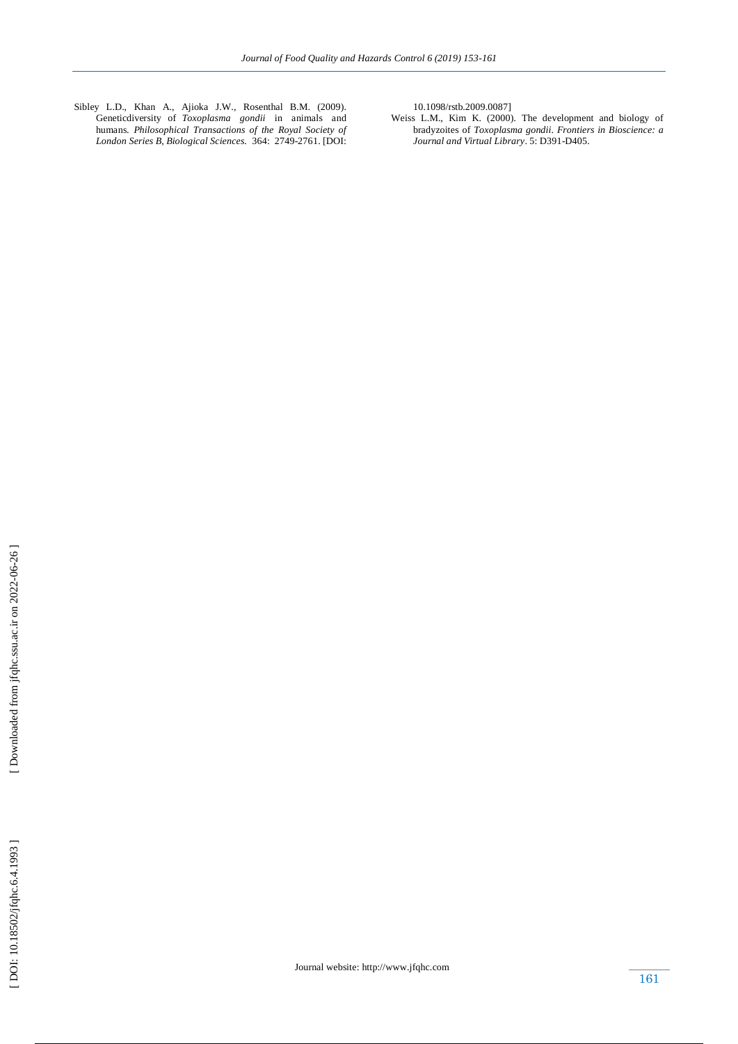Sibley L.D., Khan A., Ajioka J.W., Rosenthal B.M. (2009). Geneticdiversity of *Toxoplasma gondii* in animals and humans. *Philosophical Transactions of the Royal Society of London Series B, Biological Sciences.* 364: 2749-2761. [DOI: 10.1098/rstb.2009.0087]

Weiss L.M., Kim K. (2000). The development and biology of bradyzoites of *Toxoplasma gondii*. *Frontiers in Bioscience: a Journal and Virtual Library*. 5: D391-D405.